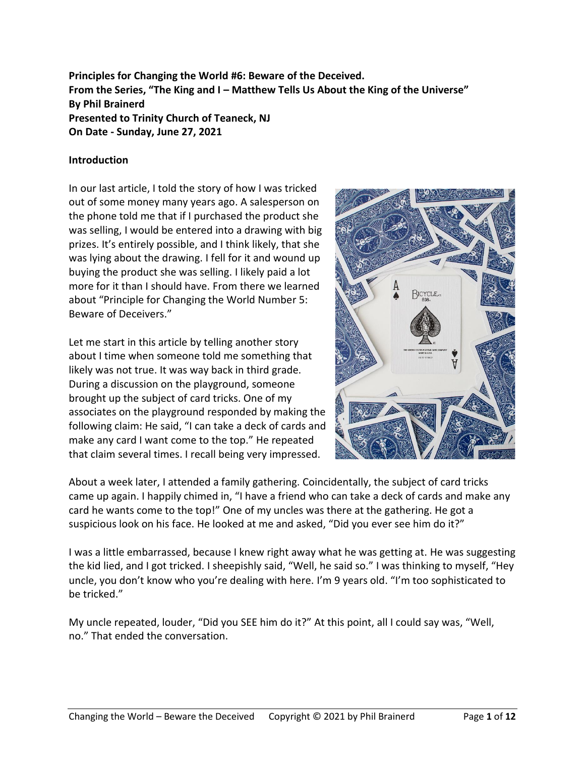**Principles for Changing the World #6: Beware of the Deceived.**
**From the Series, "The King and I – Matthew Tells Us About the King of the Universe"**
**By Phil Brainerd**
**Presented to Trinity Church of Teaneck, NJ**
**On Date - Sunday, June 27, 2021**

**Introduction**

In our last article, I told the story of how I was tricked out of some money many years ago. A salesperson on the phone told me that if I purchased the product she was selling, I would be entered into a drawing with big prizes. It's entirely possible, and I think likely, that she was lying about the drawing. I fell for it and wound up buying the product she was selling. I likely paid a lot more for it than I should have. From there we learned about "Principle for Changing the World Number 5: Beware of Deceivers."

Let me start in this article by telling another story about I time when someone told me something that likely was not true. It was way back in third grade. During a discussion on the playground, someone brought up the subject of card tricks. One of my associates on the playground responded by making the following claim: He said, "I can take a deck of cards and make any card I want come to the top." He repeated that claim several times. I recall being very impressed.

About a week later, I attended a family gathering. Coincidentally, the subject of card tricks came up again. I happily chimed in, "I have a friend who can take a deck of cards and make any card he wants come to the top!" One of my uncles was there at the gathering. He got a suspicious look on his face. He looked at me and asked, "Did you ever see him do it?"

I was a little embarrassed, because I knew right away what he was getting at. He was suggesting the kid lied, and I got tricked. I sheepishly said, "Well, he said so." I was thinking to myself, "Hey uncle, you don't know who you're dealing with here. I'm 9 years old. "I'm too sophisticated to be tricked."

My uncle repeated, louder, "Did you SEE him do it?" At this point, all I could say was, "Well, no." That ended the conversation.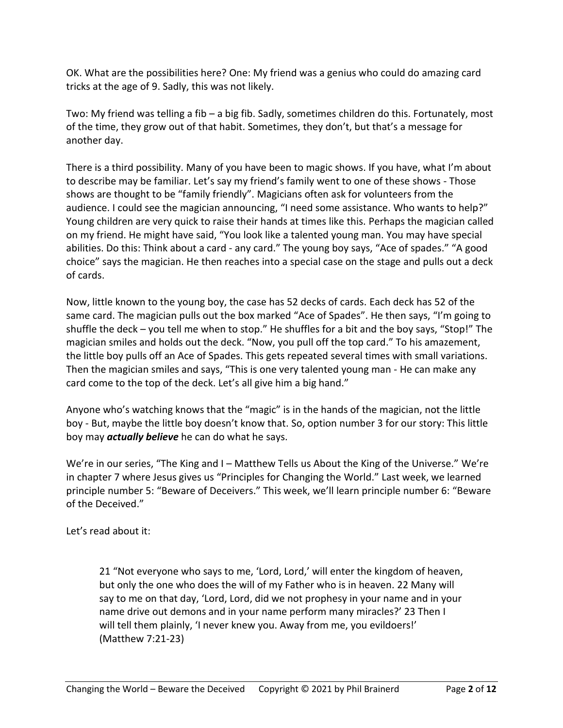OK. What are the possibilities here? One: My friend was a genius who could do amazing card tricks at the age of 9. Sadly, this was not likely.

Two: My friend was telling a fib – a big fib. Sadly, sometimes children do this. Fortunately, most of the time, they grow out of that habit. Sometimes, they don't, but that's a message for another day.

There is a third possibility. Many of you have been to magic shows. If you have, what I'm about to describe may be familiar. Let's say my friend's family went to one of these shows - Those shows are thought to be "family friendly". Magicians often ask for volunteers from the audience. I could see the magician announcing, "I need some assistance. Who wants to help?" Young children are very quick to raise their hands at times like this. Perhaps the magician called on my friend. He might have said, "You look like a talented young man. You may have special abilities. Do this: Think about a card - any card." The young boy says, "Ace of spades." "A good choice" says the magician. He then reaches into a special case on the stage and pulls out a deck of cards.

Now, little known to the young boy, the case has 52 decks of cards. Each deck has 52 of the same card. The magician pulls out the box marked "Ace of Spades". He then says, "I'm going to shuffle the deck – you tell me when to stop." He shuffles for a bit and the boy says, "Stop!" The magician smiles and holds out the deck. "Now, you pull off the top card." To his amazement, the little boy pulls off an Ace of Spades. This gets repeated several times with small variations. Then the magician smiles and says, "This is one very talented young man - He can make any card come to the top of the deck. Let's all give him a big hand."

Anyone who's watching knows that the "magic" is in the hands of the magician, not the little boy - But, maybe the little boy doesn't know that. So, option number 3 for our story: This little boy may ***actually believe*** he can do what he says.

We're in our series, "The King and I – Matthew Tells us About the King of the Universe." We're in chapter 7 where Jesus gives us "Principles for Changing the World." Last week, we learned principle number 5: "Beware of Deceivers." This week, we'll learn principle number 6: "Beware of the Deceived."

Let's read about it:

> 21 "Not everyone who says to me, 'Lord, Lord,' will enter the kingdom of heaven, but only the one who does the will of my Father who is in heaven. 22 Many will say to me on that day, 'Lord, Lord, did we not prophesy in your name and in your name drive out demons and in your name perform many miracles?' 23 Then I will tell them plainly, 'I never knew you. Away from me, you evildoers!' (Matthew 7:21-23)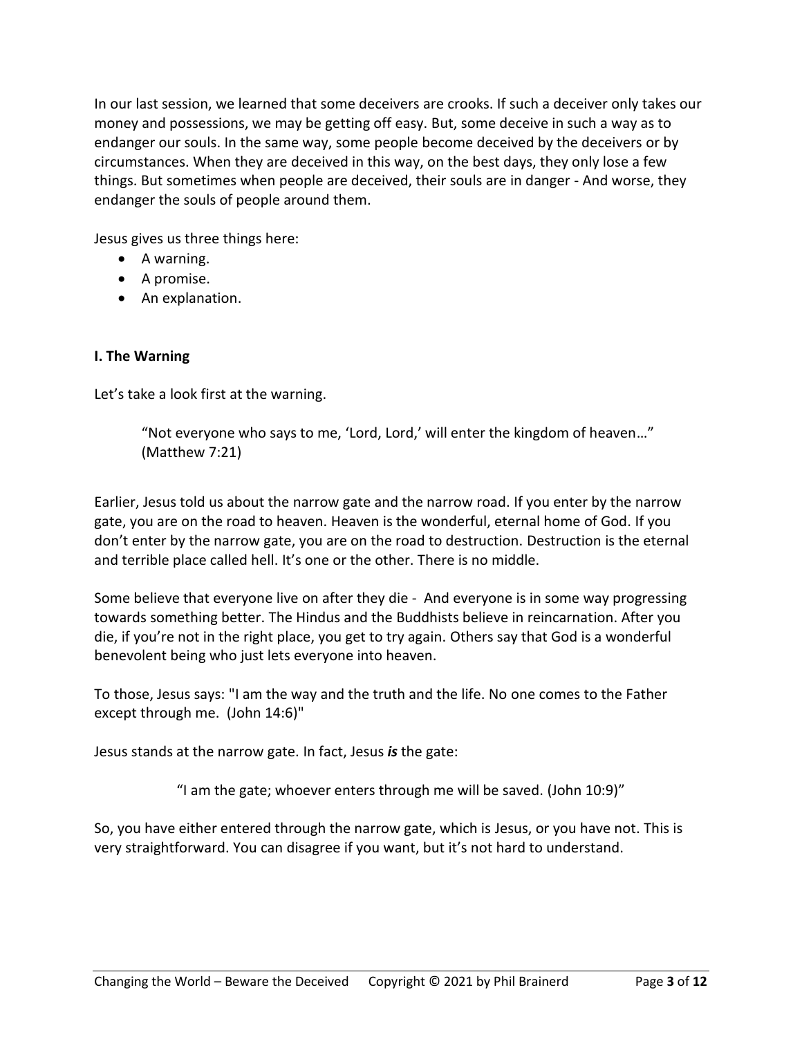In our last session, we learned that some deceivers are crooks. If such a deceiver only takes our money and possessions, we may be getting off easy. But, some deceive in such a way as to endanger our souls. In the same way, some people become deceived by the deceivers or by circumstances. When they are deceived in this way, on the best days, they only lose a few things. But sometimes when people are deceived, their souls are in danger - And worse, they endanger the souls of people around them.

Jesus gives us three things here:

- A warning.
- A promise.
- An explanation.

**I. The Warning**

Let's take a look first at the warning.

> "Not everyone who says to me, 'Lord, Lord,' will enter the kingdom of heaven…" (Matthew 7:21)

Earlier, Jesus told us about the narrow gate and the narrow road. If you enter by the narrow gate, you are on the road to heaven. Heaven is the wonderful, eternal home of God. If you don't enter by the narrow gate, you are on the road to destruction. Destruction is the eternal and terrible place called hell. It's one or the other. There is no middle.

Some believe that everyone live on after they die - And everyone is in some way progressing towards something better. The Hindus and the Buddhists believe in reincarnation. After you die, if you're not in the right place, you get to try again. Others say that God is a wonderful benevolent being who just lets everyone into heaven.

To those, Jesus says: "I am the way and the truth and the life. No one comes to the Father except through me. (John 14:6)"

Jesus stands at the narrow gate. In fact, Jesus ***is*** the gate:

> "I am the gate; whoever enters through me will be saved. (John 10:9)"

So, you have either entered through the narrow gate, which is Jesus, or you have not. This is very straightforward. You can disagree if you want, but it's not hard to understand.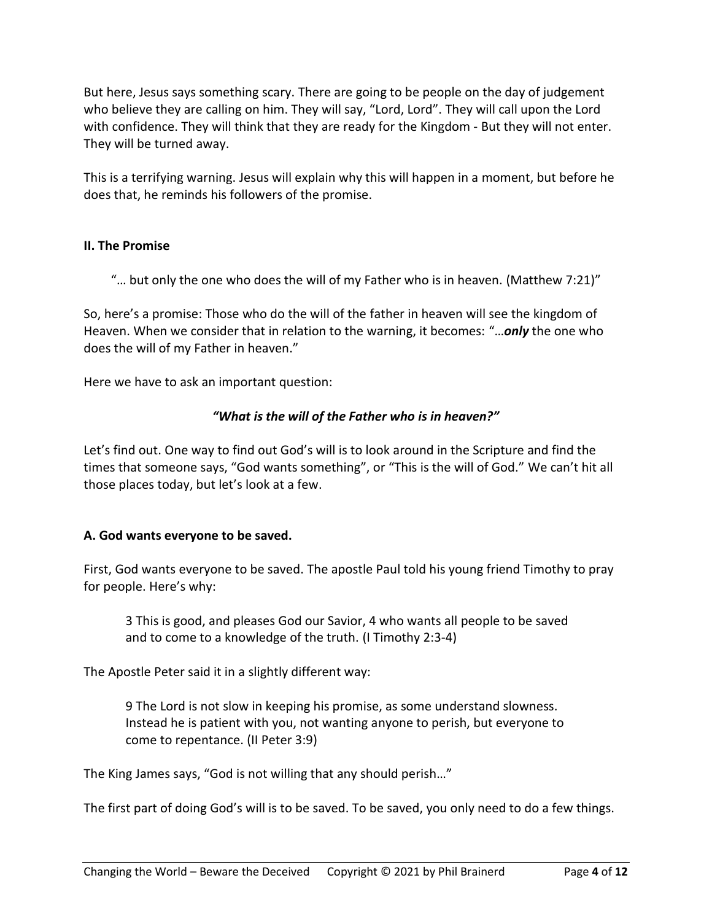But here, Jesus says something scary. There are going to be people on the day of judgement who believe they are calling on him. They will say, "Lord, Lord". They will call upon the Lord with confidence. They will think that they are ready for the Kingdom - But they will not enter. They will be turned away.

This is a terrifying warning. Jesus will explain why this will happen in a moment, but before he does that, he reminds his followers of the promise.

## II. The Promise

> "… but only the one who does the will of my Father who is in heaven. (Matthew 7:21)"

So, here's a promise: Those who do the will of the father in heaven will see the kingdom of Heaven. When we consider that in relation to the warning, it becomes: "…***only*** the one who does the will of my Father in heaven."

Here we have to ask an important question:

***"What is the will of the Father who is in heaven?"***

Let's find out. One way to find out God's will is to look around in the Scripture and find the times that someone says, "God wants something", or "This is the will of God." We can't hit all those places today, but let's look at a few.

### A. God wants everyone to be saved.

First, God wants everyone to be saved. The apostle Paul told his young friend Timothy to pray for people. Here's why:

> 3 This is good, and pleases God our Savior, 4 who wants all people to be saved and to come to a knowledge of the truth. (I Timothy 2:3-4)

The Apostle Peter said it in a slightly different way:

> 9 The Lord is not slow in keeping his promise, as some understand slowness. Instead he is patient with you, not wanting anyone to perish, but everyone to come to repentance. (II Peter 3:9)

The King James says, "God is not willing that any should perish…"

The first part of doing God's will is to be saved. To be saved, you only need to do a few things.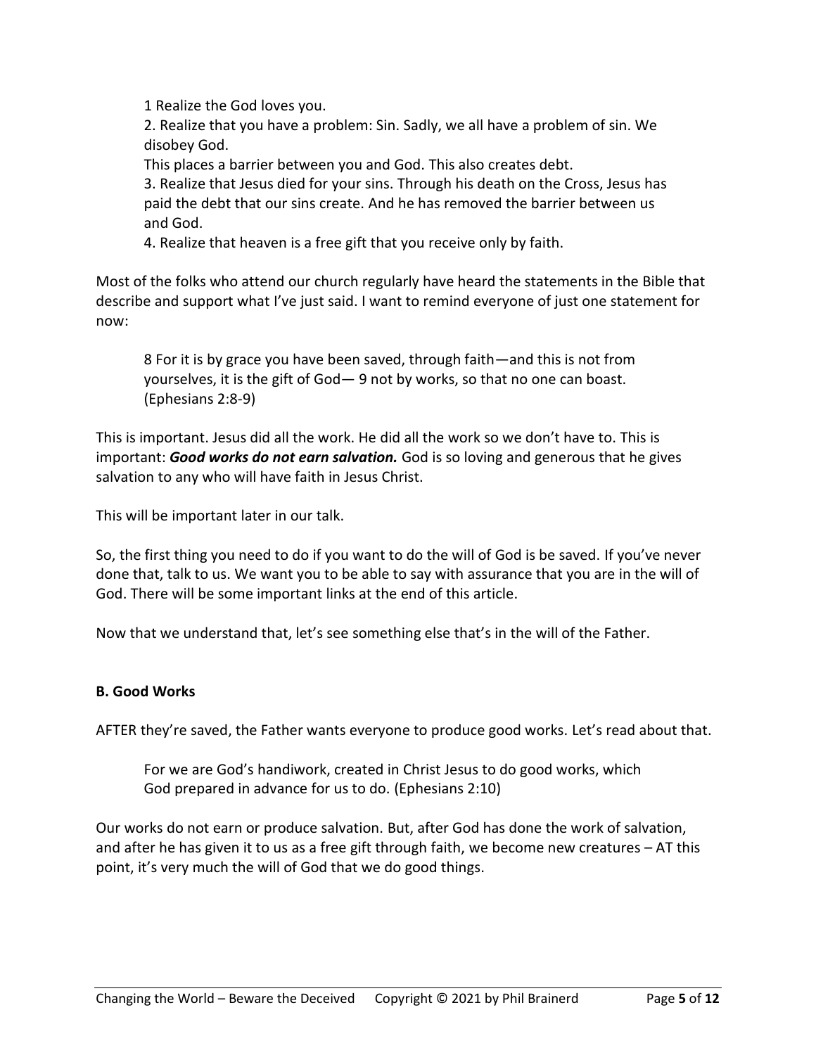1 Realize the God loves you.

2. Realize that you have a problem: Sin. Sadly, we all have a problem of sin. We disobey God.

This places a barrier between you and God. This also creates debt.

3. Realize that Jesus died for your sins. Through his death on the Cross, Jesus has paid the debt that our sins create. And he has removed the barrier between us and God.

4. Realize that heaven is a free gift that you receive only by faith.

Most of the folks who attend our church regularly have heard the statements in the Bible that describe and support what I've just said. I want to remind everyone of just one statement for now:

> 8 For it is by grace you have been saved, through faith—and this is not from yourselves, it is the gift of God— 9 not by works, so that no one can boast. (Ephesians 2:8-9)

This is important. Jesus did all the work. He did all the work so we don't have to. This is important: ***Good works do not earn salvation.*** God is so loving and generous that he gives salvation to any who will have faith in Jesus Christ.

This will be important later in our talk.

So, the first thing you need to do if you want to do the will of God is be saved. If you've never done that, talk to us. We want you to be able to say with assurance that you are in the will of God. There will be some important links at the end of this article.

Now that we understand that, let's see something else that's in the will of the Father.

**B. Good Works**

AFTER they're saved, the Father wants everyone to produce good works. Let's read about that.

> For we are God's handiwork, created in Christ Jesus to do good works, which God prepared in advance for us to do. (Ephesians 2:10)

Our works do not earn or produce salvation. But, after God has done the work of salvation, and after he has given it to us as a free gift through faith, we become new creatures – AT this point, it's very much the will of God that we do good things.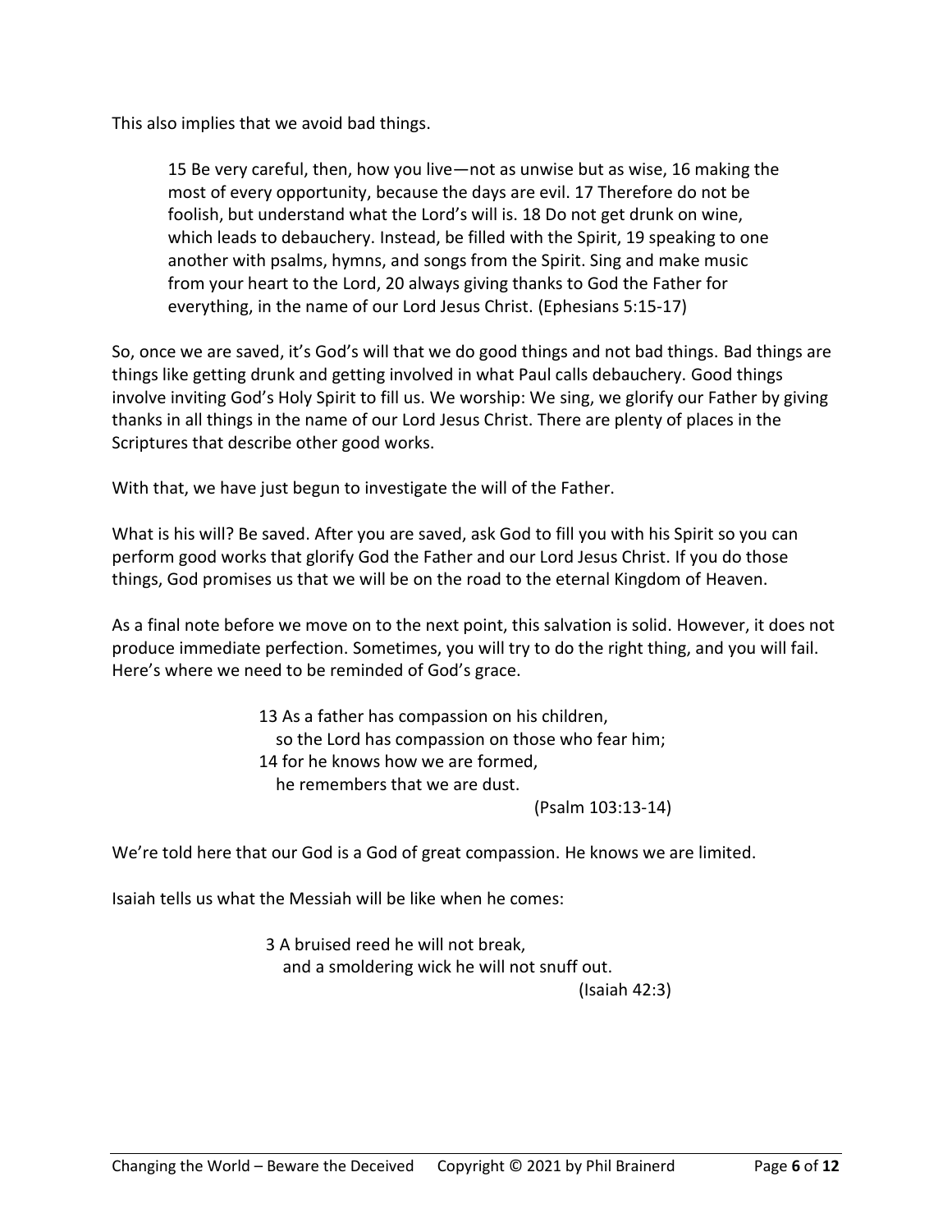This also implies that we avoid bad things.

> 15 Be very careful, then, how you live—not as unwise but as wise, 16 making the most of every opportunity, because the days are evil. 17 Therefore do not be foolish, but understand what the Lord's will is. 18 Do not get drunk on wine, which leads to debauchery. Instead, be filled with the Spirit, 19 speaking to one another with psalms, hymns, and songs from the Spirit. Sing and make music from your heart to the Lord, 20 always giving thanks to God the Father for everything, in the name of our Lord Jesus Christ. (Ephesians 5:15-17)

So, once we are saved, it's God's will that we do good things and not bad things. Bad things are things like getting drunk and getting involved in what Paul calls debauchery. Good things involve inviting God's Holy Spirit to fill us. We worship: We sing, we glorify our Father by giving thanks in all things in the name of our Lord Jesus Christ. There are plenty of places in the Scriptures that describe other good works.

With that, we have just begun to investigate the will of the Father.

What is his will? Be saved. After you are saved, ask God to fill you with his Spirit so you can perform good works that glorify God the Father and our Lord Jesus Christ. If you do those things, God promises us that we will be on the road to the eternal Kingdom of Heaven.

As a final note before we move on to the next point, this salvation is solid. However, it does not produce immediate perfection. Sometimes, you will try to do the right thing, and you will fail. Here's where we need to be reminded of God's grace.

> 13 As a father has compassion on his children,
> so the Lord has compassion on those who fear him;
> 14 for he knows how we are formed,
> he remembers that we are dust.
> (Psalm 103:13-14)

We're told here that our God is a God of great compassion. He knows we are limited.

Isaiah tells us what the Messiah will be like when he comes:

> 3 A bruised reed he will not break,
> and a smoldering wick he will not snuff out.
> (Isaiah 42:3)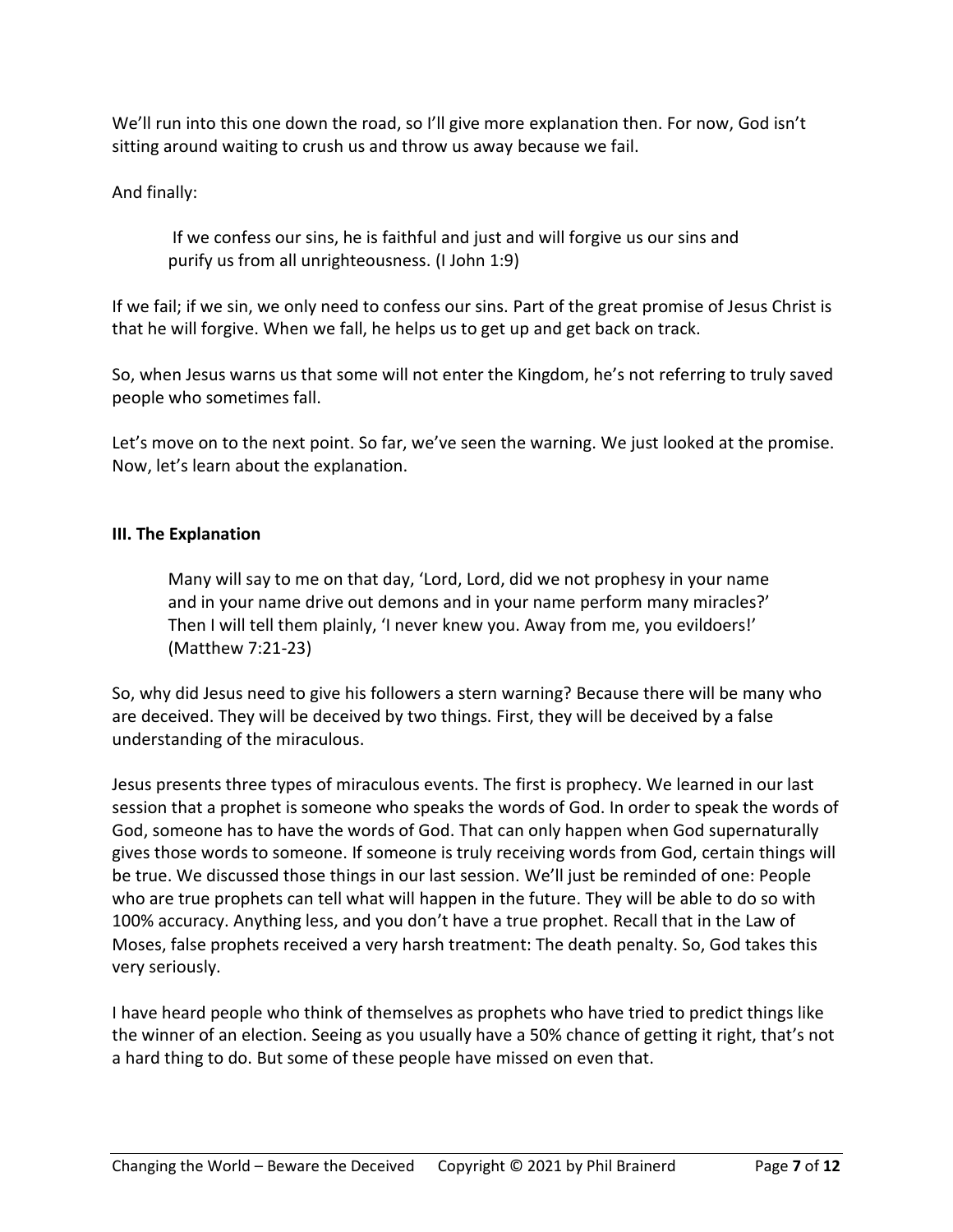We'll run into this one down the road, so I'll give more explanation then. For now, God isn't sitting around waiting to crush us and throw us away because we fail.

And finally:

> If we confess our sins, he is faithful and just and will forgive us our sins and purify us from all unrighteousness. (I John 1:9)

If we fail; if we sin, we only need to confess our sins. Part of the great promise of Jesus Christ is that he will forgive. When we fall, he helps us to get up and get back on track.

So, when Jesus warns us that some will not enter the Kingdom, he's not referring to truly saved people who sometimes fall.

Let's move on to the next point. So far, we've seen the warning. We just looked at the promise. Now, let's learn about the explanation.

### III. The Explanation

> Many will say to me on that day, 'Lord, Lord, did we not prophesy in your name and in your name drive out demons and in your name perform many miracles?' Then I will tell them plainly, 'I never knew you. Away from me, you evildoers!' (Matthew 7:21-23)

So, why did Jesus need to give his followers a stern warning? Because there will be many who are deceived. They will be deceived by two things. First, they will be deceived by a false understanding of the miraculous.

Jesus presents three types of miraculous events. The first is prophecy. We learned in our last session that a prophet is someone who speaks the words of God. In order to speak the words of God, someone has to have the words of God. That can only happen when God supernaturally gives those words to someone. If someone is truly receiving words from God, certain things will be true. We discussed those things in our last session. We'll just be reminded of one: People who are true prophets can tell what will happen in the future. They will be able to do so with 100% accuracy. Anything less, and you don't have a true prophet. Recall that in the Law of Moses, false prophets received a very harsh treatment: The death penalty. So, God takes this very seriously.

I have heard people who think of themselves as prophets who have tried to predict things like the winner of an election. Seeing as you usually have a 50% chance of getting it right, that's not a hard thing to do. But some of these people have missed on even that.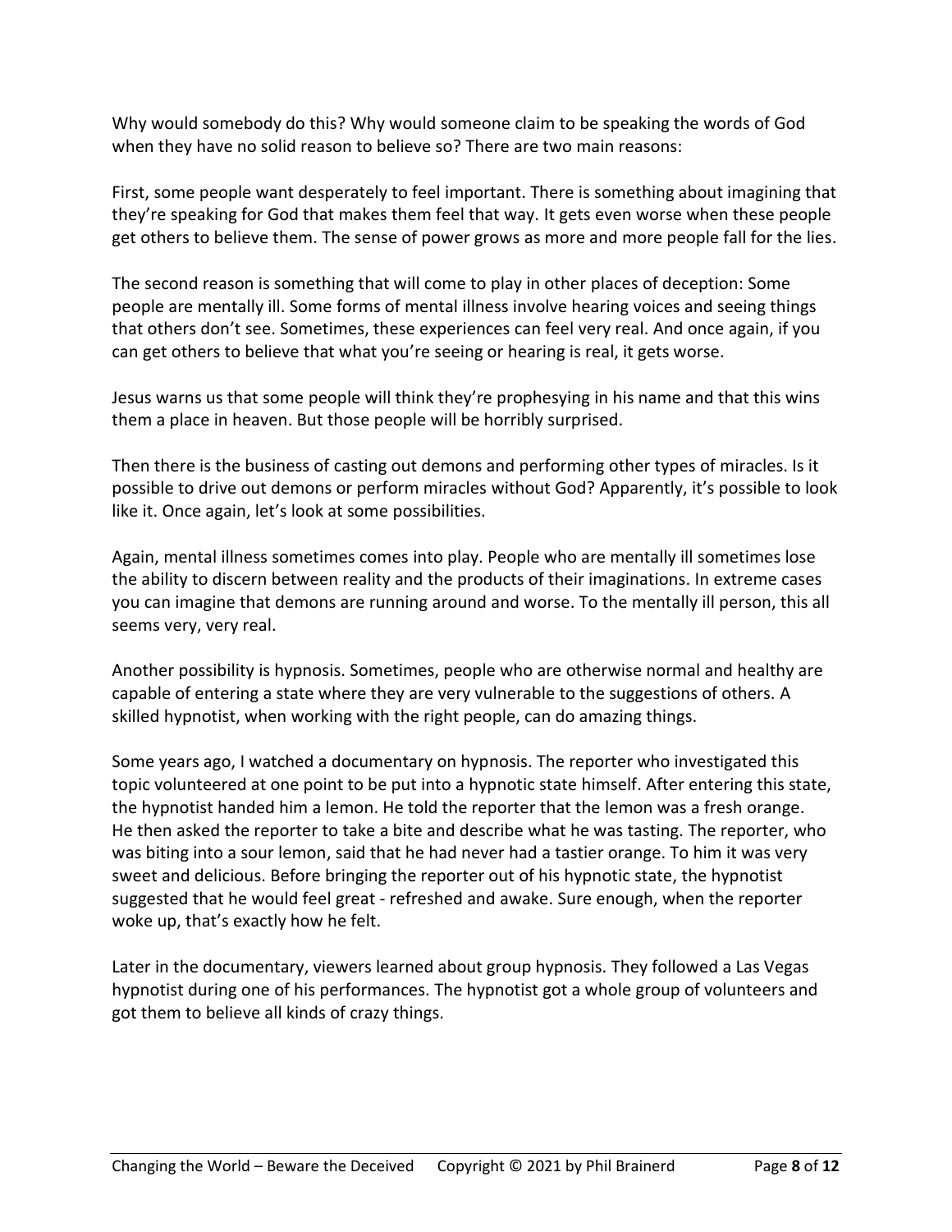Why would somebody do this? Why would someone claim to be speaking the words of God when they have no solid reason to believe so? There are two main reasons:

First, some people want desperately to feel important. There is something about imagining that they're speaking for God that makes them feel that way. It gets even worse when these people get others to believe them. The sense of power grows as more and more people fall for the lies.

The second reason is something that will come to play in other places of deception: Some people are mentally ill. Some forms of mental illness involve hearing voices and seeing things that others don't see. Sometimes, these experiences can feel very real. And once again, if you can get others to believe that what you're seeing or hearing is real, it gets worse.

Jesus warns us that some people will think they're prophesying in his name and that this wins them a place in heaven. But those people will be horribly surprised.

Then there is the business of casting out demons and performing other types of miracles. Is it possible to drive out demons or perform miracles without God? Apparently, it's possible to look like it. Once again, let's look at some possibilities.

Again, mental illness sometimes comes into play. People who are mentally ill sometimes lose the ability to discern between reality and the products of their imaginations. In extreme cases you can imagine that demons are running around and worse. To the mentally ill person, this all seems very, very real.

Another possibility is hypnosis. Sometimes, people who are otherwise normal and healthy are capable of entering a state where they are very vulnerable to the suggestions of others. A skilled hypnotist, when working with the right people, can do amazing things.

Some years ago, I watched a documentary on hypnosis. The reporter who investigated this topic volunteered at one point to be put into a hypnotic state himself. After entering this state, the hypnotist handed him a lemon. He told the reporter that the lemon was a fresh orange. He then asked the reporter to take a bite and describe what he was tasting. The reporter, who was biting into a sour lemon, said that he had never had a tastier orange. To him it was very sweet and delicious. Before bringing the reporter out of his hypnotic state, the hypnotist suggested that he would feel great - refreshed and awake. Sure enough, when the reporter woke up, that's exactly how he felt.

Later in the documentary, viewers learned about group hypnosis. They followed a Las Vegas hypnotist during one of his performances. The hypnotist got a whole group of volunteers and got them to believe all kinds of crazy things.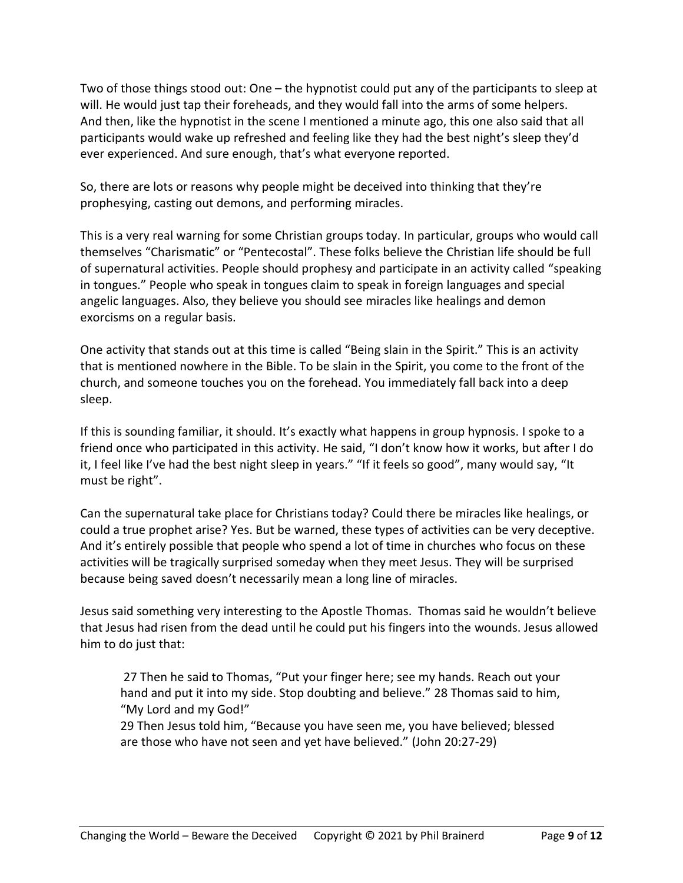Two of those things stood out: One – the hypnotist could put any of the participants to sleep at will. He would just tap their foreheads, and they would fall into the arms of some helpers. And then, like the hypnotist in the scene I mentioned a minute ago, this one also said that all participants would wake up refreshed and feeling like they had the best night's sleep they'd ever experienced. And sure enough, that's what everyone reported.

So, there are lots or reasons why people might be deceived into thinking that they're prophesying, casting out demons, and performing miracles.

This is a very real warning for some Christian groups today. In particular, groups who would call themselves "Charismatic" or "Pentecostal". These folks believe the Christian life should be full of supernatural activities. People should prophesy and participate in an activity called "speaking in tongues." People who speak in tongues claim to speak in foreign languages and special angelic languages. Also, they believe you should see miracles like healings and demon exorcisms on a regular basis.

One activity that stands out at this time is called "Being slain in the Spirit." This is an activity that is mentioned nowhere in the Bible. To be slain in the Spirit, you come to the front of the church, and someone touches you on the forehead. You immediately fall back into a deep sleep.

If this is sounding familiar, it should. It's exactly what happens in group hypnosis. I spoke to a friend once who participated in this activity. He said, "I don't know how it works, but after I do it, I feel like I've had the best night sleep in years." "If it feels so good", many would say, "It must be right".

Can the supernatural take place for Christians today? Could there be miracles like healings, or could a true prophet arise? Yes. But be warned, these types of activities can be very deceptive. And it's entirely possible that people who spend a lot of time in churches who focus on these activities will be tragically surprised someday when they meet Jesus. They will be surprised because being saved doesn't necessarily mean a long line of miracles.

Jesus said something very interesting to the Apostle Thomas. Thomas said he wouldn't believe that Jesus had risen from the dead until he could put his fingers into the wounds. Jesus allowed him to do just that:

> 27 Then he said to Thomas, "Put your finger here; see my hands. Reach out your hand and put it into my side. Stop doubting and believe." 28 Thomas said to him, "My Lord and my God!"
> 29 Then Jesus told him, "Because you have seen me, you have believed; blessed are those who have not seen and yet have believed." (John 20:27-29)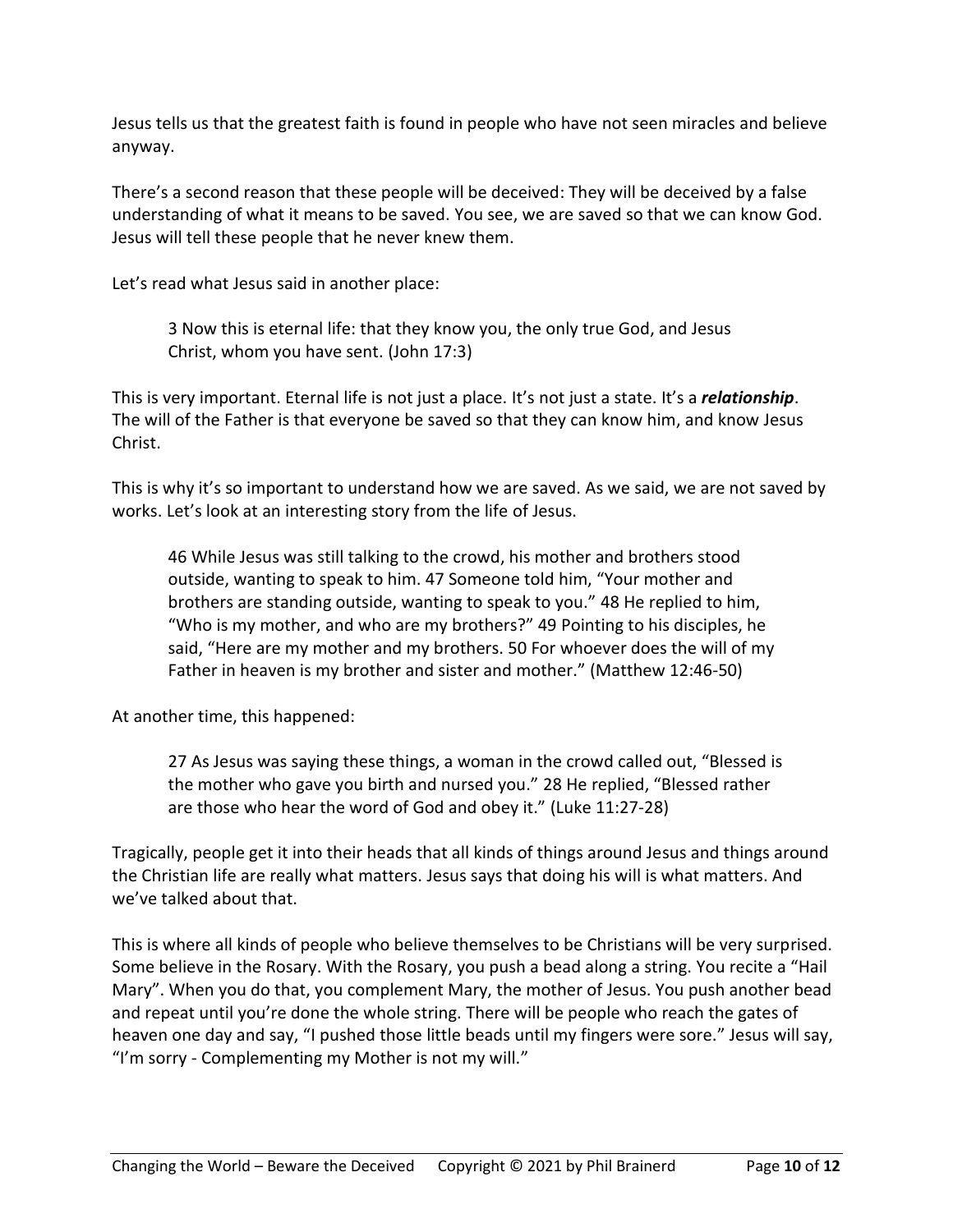Jesus tells us that the greatest faith is found in people who have not seen miracles and believe anyway.

There's a second reason that these people will be deceived: They will be deceived by a false understanding of what it means to be saved. You see, we are saved so that we can know God. Jesus will tell these people that he never knew them.

Let's read what Jesus said in another place:

> 3 Now this is eternal life: that they know you, the only true God, and Jesus Christ, whom you have sent. (John 17:3)

This is very important. Eternal life is not just a place. It's not just a state. It's a ***relationship***. The will of the Father is that everyone be saved so that they can know him, and know Jesus Christ.

This is why it's so important to understand how we are saved. As we said, we are not saved by works. Let's look at an interesting story from the life of Jesus.

> 46 While Jesus was still talking to the crowd, his mother and brothers stood outside, wanting to speak to him. 47 Someone told him, "Your mother and brothers are standing outside, wanting to speak to you." 48 He replied to him, "Who is my mother, and who are my brothers?" 49 Pointing to his disciples, he said, "Here are my mother and my brothers. 50 For whoever does the will of my Father in heaven is my brother and sister and mother." (Matthew 12:46-50)

At another time, this happened:

> 27 As Jesus was saying these things, a woman in the crowd called out, "Blessed is the mother who gave you birth and nursed you." 28 He replied, "Blessed rather are those who hear the word of God and obey it." (Luke 11:27-28)

Tragically, people get it into their heads that all kinds of things around Jesus and things around the Christian life are really what matters. Jesus says that doing his will is what matters. And we've talked about that.

This is where all kinds of people who believe themselves to be Christians will be very surprised. Some believe in the Rosary. With the Rosary, you push a bead along a string. You recite a "Hail Mary". When you do that, you complement Mary, the mother of Jesus. You push another bead and repeat until you're done the whole string. There will be people who reach the gates of heaven one day and say, "I pushed those little beads until my fingers were sore." Jesus will say, "I'm sorry - Complementing my Mother is not my will."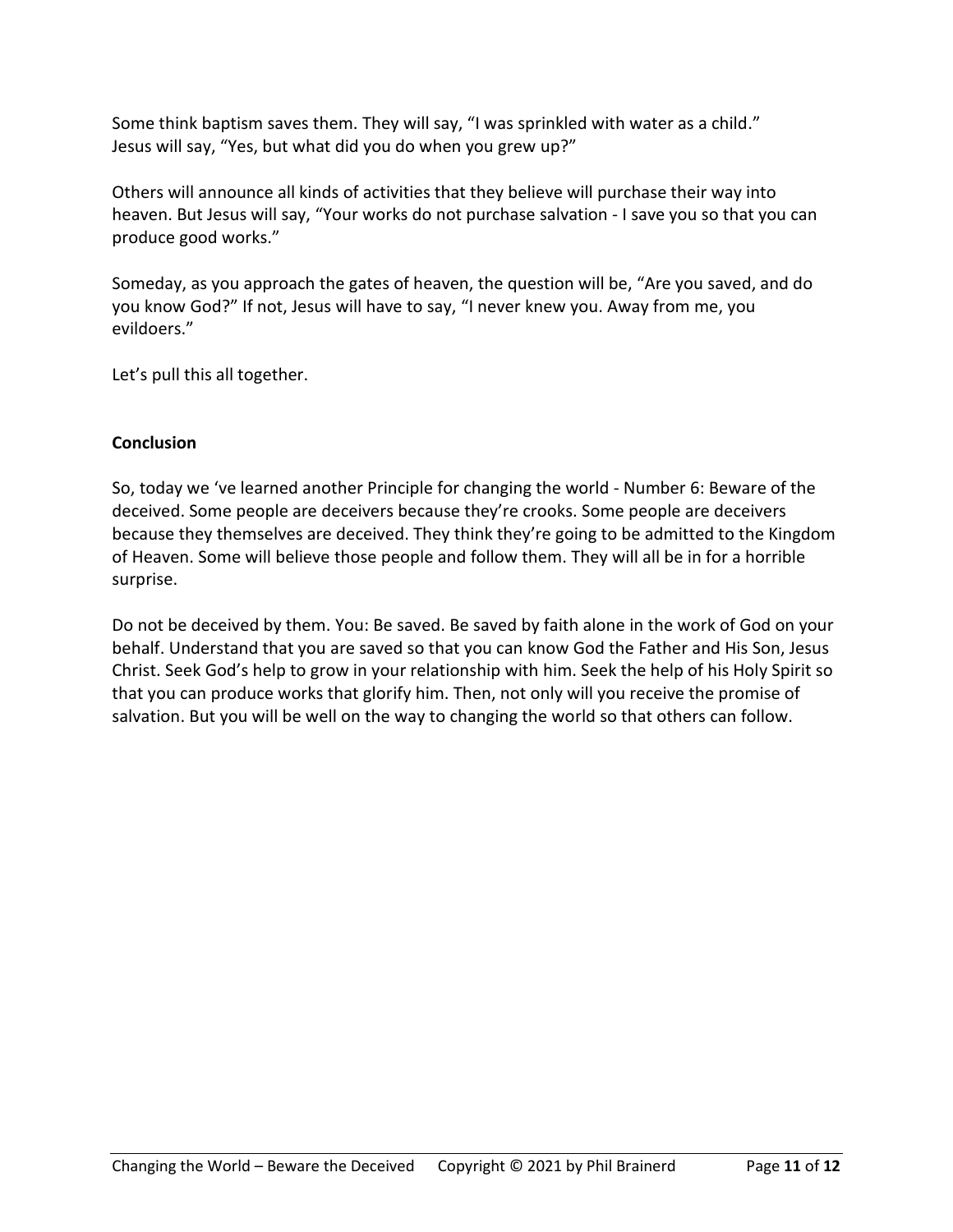Some think baptism saves them. They will say, “I was sprinkled with water as a child.” Jesus will say, “Yes, but what did you do when you grew up?”

Others will announce all kinds of activities that they believe will purchase their way into heaven. But Jesus will say, “Your works do not purchase salvation - I save you so that you can produce good works.”

Someday, as you approach the gates of heaven, the question will be, “Are you saved, and do you know God?” If not, Jesus will have to say, “I never knew you. Away from me, you evildoers.”

Let’s pull this all together.

**Conclusion**

So, today we ‘ve learned another Principle for changing the world - Number 6: Beware of the deceived. Some people are deceivers because they’re crooks. Some people are deceivers because they themselves are deceived. They think they’re going to be admitted to the Kingdom of Heaven. Some will believe those people and follow them. They will all be in for a horrible surprise.

Do not be deceived by them. You: Be saved. Be saved by faith alone in the work of God on your behalf. Understand that you are saved so that you can know God the Father and His Son, Jesus Christ. Seek God’s help to grow in your relationship with him. Seek the help of his Holy Spirit so that you can produce works that glorify him. Then, not only will you receive the promise of salvation. But you will be well on the way to changing the world so that others can follow.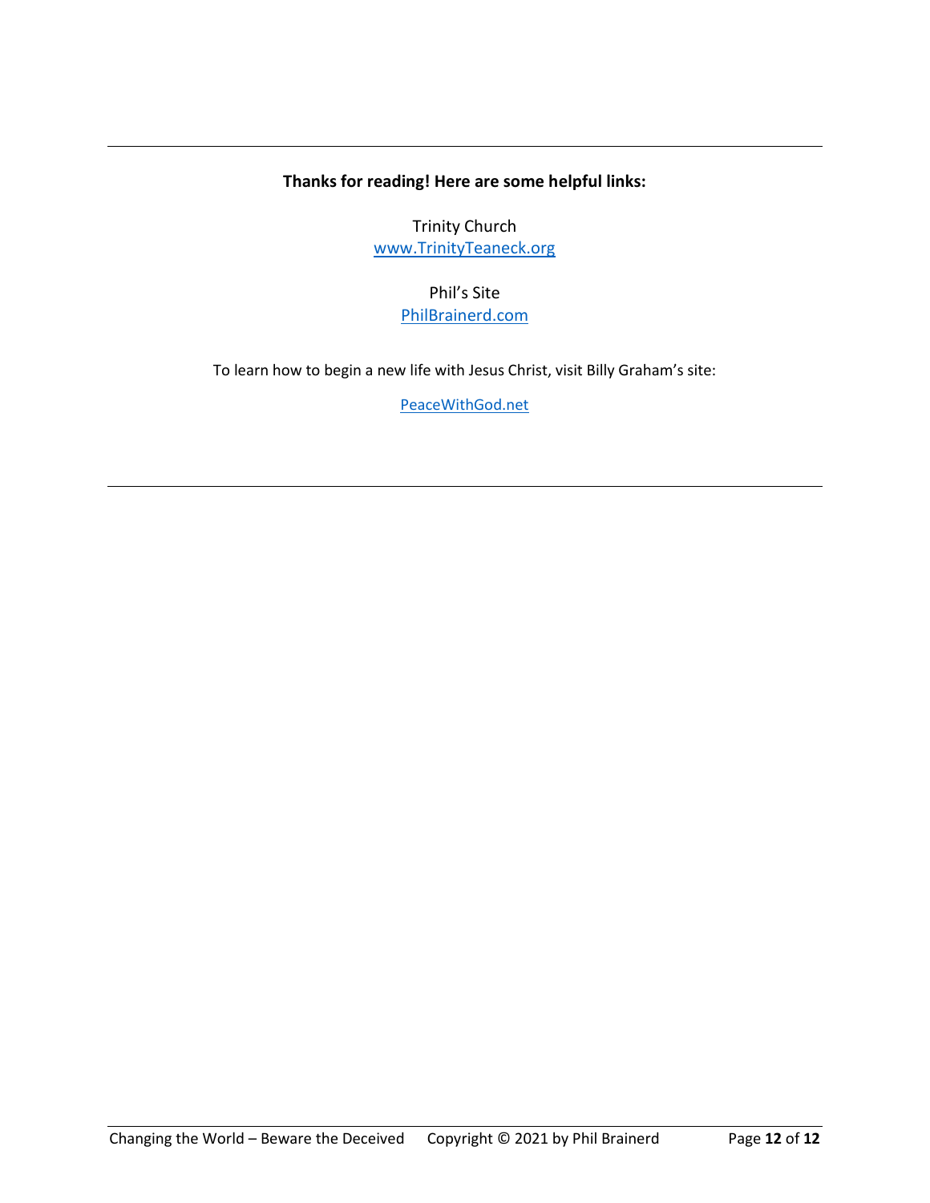**Thanks for reading! Here are some helpful links:**

Trinity Church
www.TrinityTeaneck.org

Phil's Site
PhilBrainerd.com

To learn how to begin a new life with Jesus Christ, visit Billy Graham's site:

PeaceWithGod.net